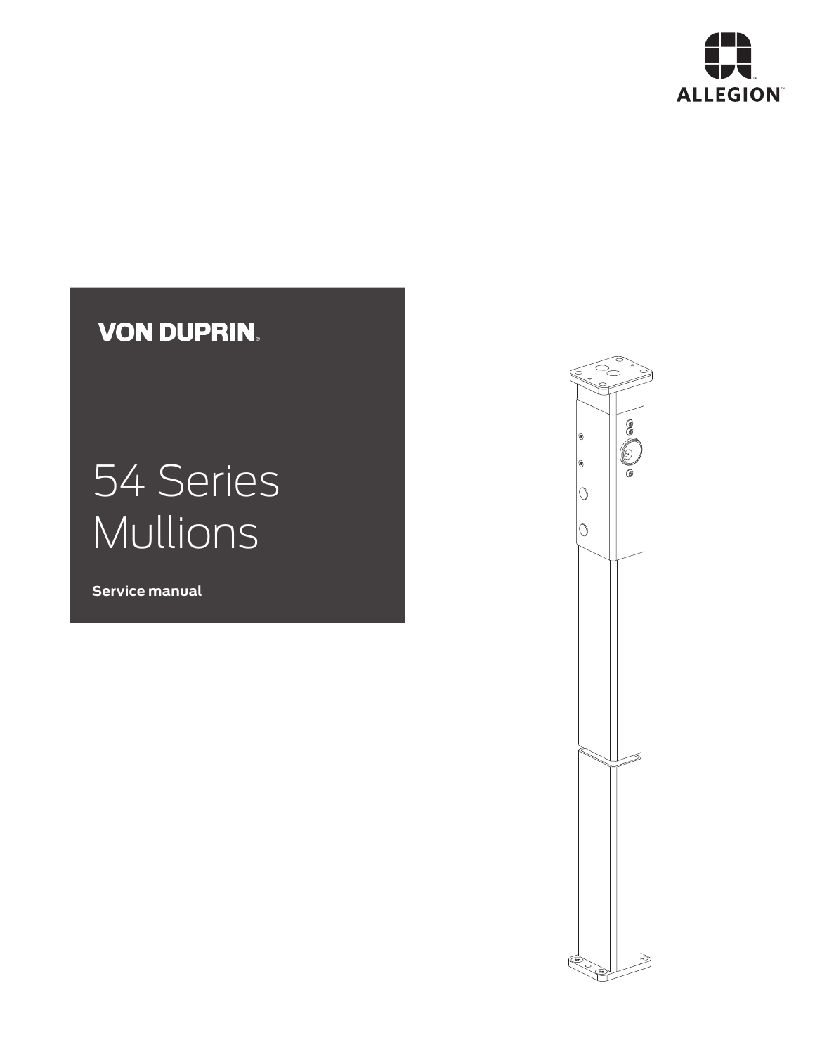ALLEGION™

VON DUPRIN®

# 54 Series Mullions

**Service manual**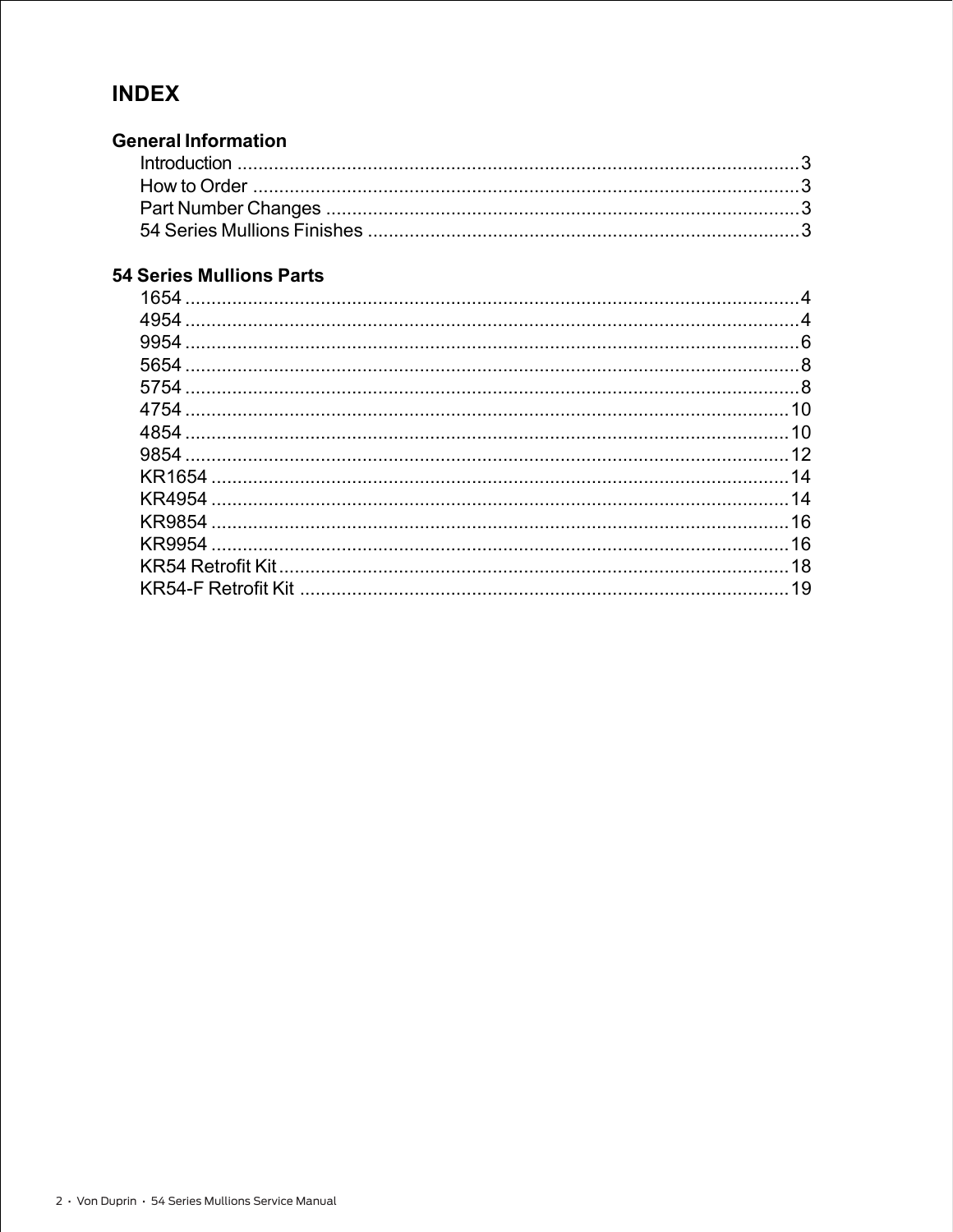# INDEX

## General Information

- Introduction ..........3
- How to Order ..........3
- Part Number Changes ..........3
- 54 Series Mullions Finishes ..........3

## 54 Series Mullions Parts

- 1654 ..........4
- 4954 ..........4
- 9954 ..........6
- 5654 ..........8
- 5754 ..........8
- 4754 ..........10
- 4854 ..........10
- 9854 ..........12
- KR1654 ..........14
- KR4954 ..........14
- KR9854 ..........16
- KR9954 ..........16
- KR54 Retrofit Kit ..........18
- KR54-F Retrofit Kit ..........19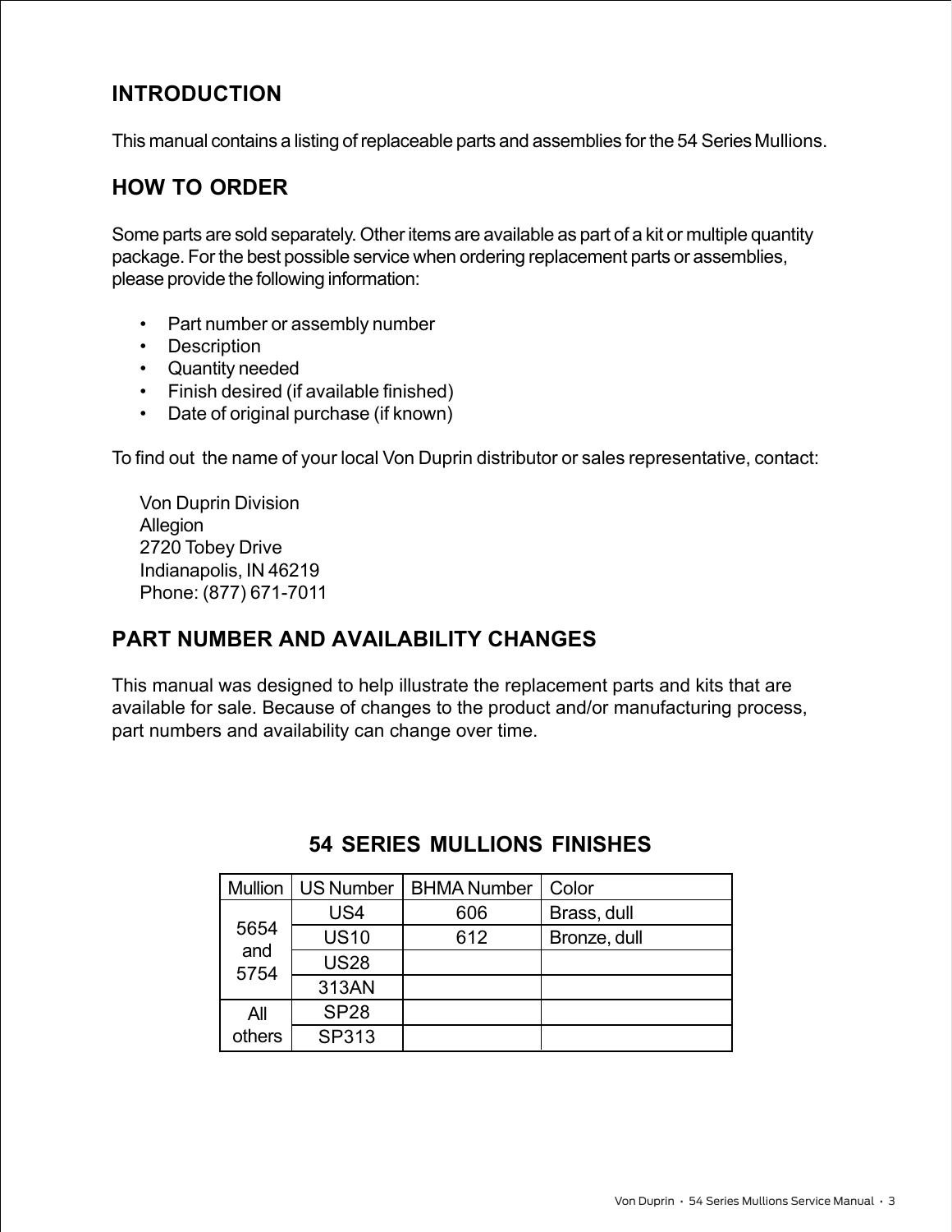## INTRODUCTION

This manual contains a listing of replaceable parts and assemblies for the 54 Series Mullions.

## HOW TO ORDER

Some parts are sold separately. Other items are available as part of a kit or multiple quantity package. For the best possible service when ordering replacement parts or assemblies, please provide the following information:

- Part number or assembly number
- Description
- Quantity needed
- Finish desired (if available finished)
- Date of original purchase (if known)

To find out the name of your local Von Duprin distributor or sales representative, contact:

Von Duprin Division
Allegion
2720 Tobey Drive
Indianapolis, IN 46219
Phone: (877) 671-7011

## PART NUMBER AND AVAILABILITY CHANGES

This manual was designed to help illustrate the replacement parts and kits that are available for sale. Because of changes to the product and/or manufacturing process, part numbers and availability can change over time.

### 54 SERIES MULLIONS FINISHES

| Mullion | US Number | BHMA Number | Color |
|---|---|---|---|
| 5654 and 5754 | US4 | 606 | Brass, dull |
| | US10 | 612 | Bronze, dull |
| | US28 | | |
| | 313AN | | |
| All others | SP28 | | |
| | SP313 | | |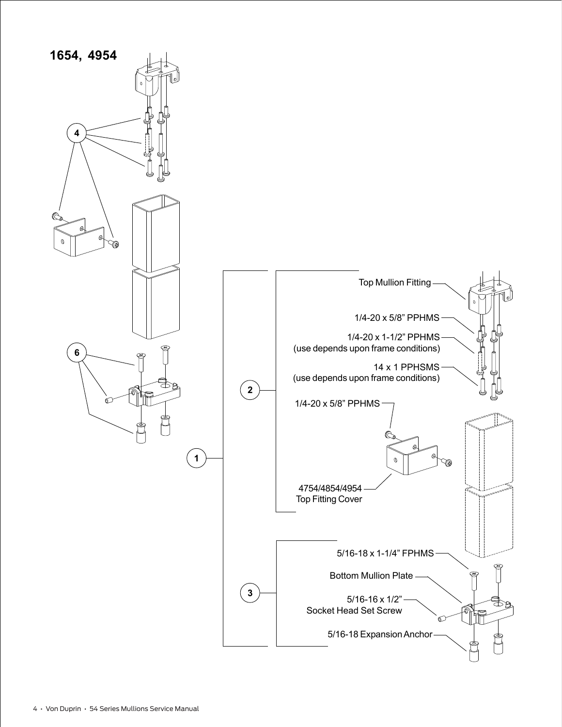## 1654, 4954

4

6

1

2

Top Mullion Fitting

1/4-20 x 5/8" PPHMS

1/4-20 x 1-1/2" PPHMS
(use depends upon frame conditions)

14 x 1 PPHSMS
(use depends upon frame conditions)

1/4-20 x 5/8" PPHMS

4754/4854/4954
Top Fitting Cover

3

5/16-18 x 1-1/4" FPHMS

Bottom Mullion Plate

5/16-16 x 1/2"
Socket Head Set Screw

5/16-18 Expansion Anchor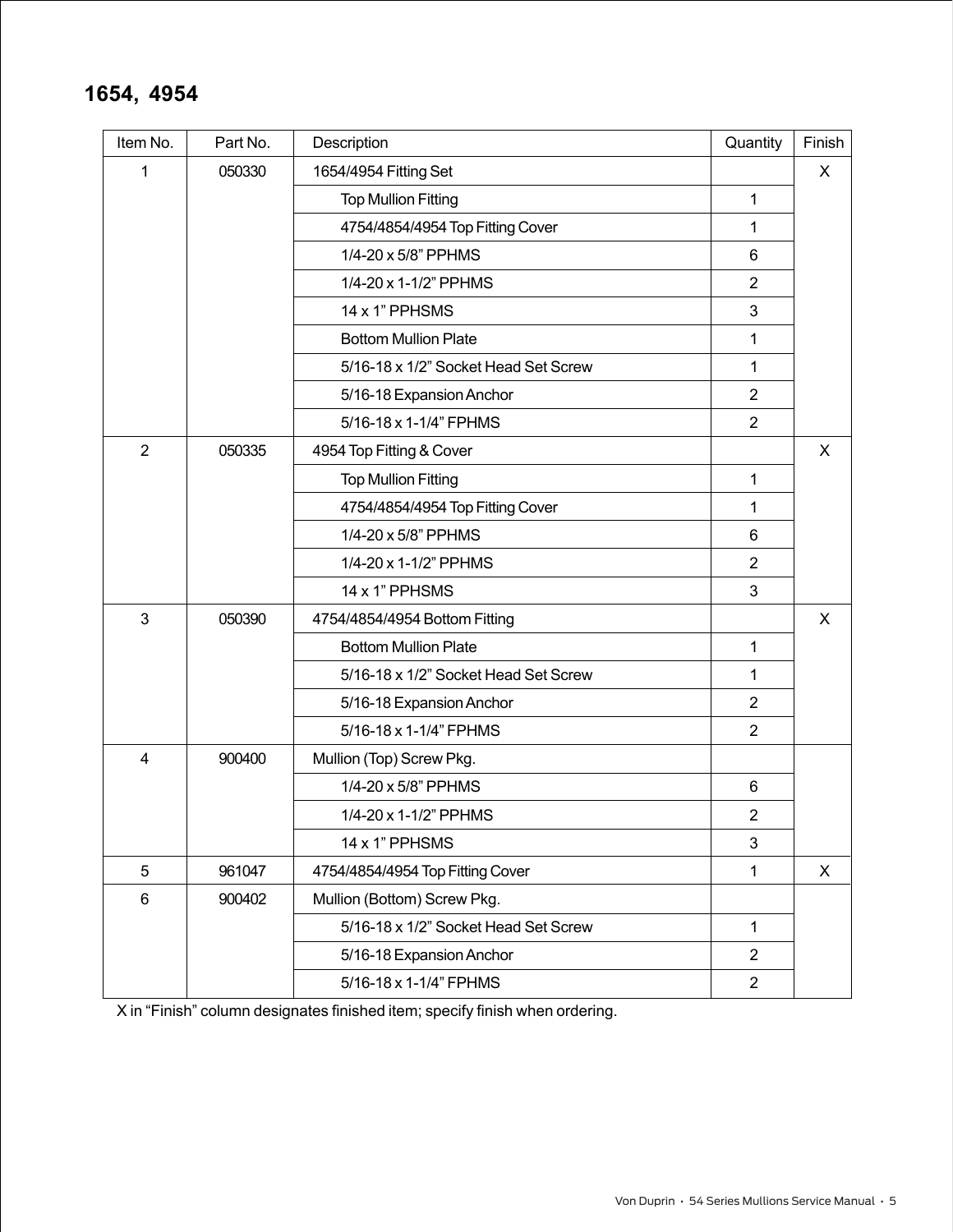## 1654, 4954

| Item No. | Part No. | Description | Quantity | Finish |
|---|---|---|---|---|
| 1 | 050330 | 1654/4954 Fitting Set | | X |
| | | Top Mullion Fitting | 1 | |
| | | 4754/4854/4954 Top Fitting Cover | 1 | |
| | | 1/4-20 x 5/8" PPHMS | 6 | |
| | | 1/4-20 x 1-1/2" PPHMS | 2 | |
| | | 14 x 1" PPHSMS | 3 | |
| | | Bottom Mullion Plate | 1 | |
| | | 5/16-18 x 1/2" Socket Head Set Screw | 1 | |
| | | 5/16-18 Expansion Anchor | 2 | |
| | | 5/16-18 x 1-1/4" FPHMS | 2 | |
| 2 | 050335 | 4954 Top Fitting & Cover | | X |
| | | Top Mullion Fitting | 1 | |
| | | 4754/4854/4954 Top Fitting Cover | 1 | |
| | | 1/4-20 x 5/8" PPHMS | 6 | |
| | | 1/4-20 x 1-1/2" PPHMS | 2 | |
| | | 14 x 1" PPHSMS | 3 | |
| 3 | 050390 | 4754/4854/4954 Bottom Fitting | | X |
| | | Bottom Mullion Plate | 1 | |
| | | 5/16-18 x 1/2" Socket Head Set Screw | 1 | |
| | | 5/16-18 Expansion Anchor | 2 | |
| | | 5/16-18 x 1-1/4" FPHMS | 2 | |
| 4 | 900400 | Mullion (Top) Screw Pkg. | | |
| | | 1/4-20 x 5/8" PPHMS | 6 | |
| | | 1/4-20 x 1-1/2" PPHMS | 2 | |
| | | 14 x 1" PPHSMS | 3 | |
| 5 | 961047 | 4754/4854/4954 Top Fitting Cover | 1 | X |
| 6 | 900402 | Mullion (Bottom) Screw Pkg. | | |
| | | 5/16-18 x 1/2" Socket Head Set Screw | 1 | |
| | | 5/16-18 Expansion Anchor | 2 | |
| | | 5/16-18 x 1-1/4" FPHMS | 2 | |

X in "Finish" column designates finished item; specify finish when ordering.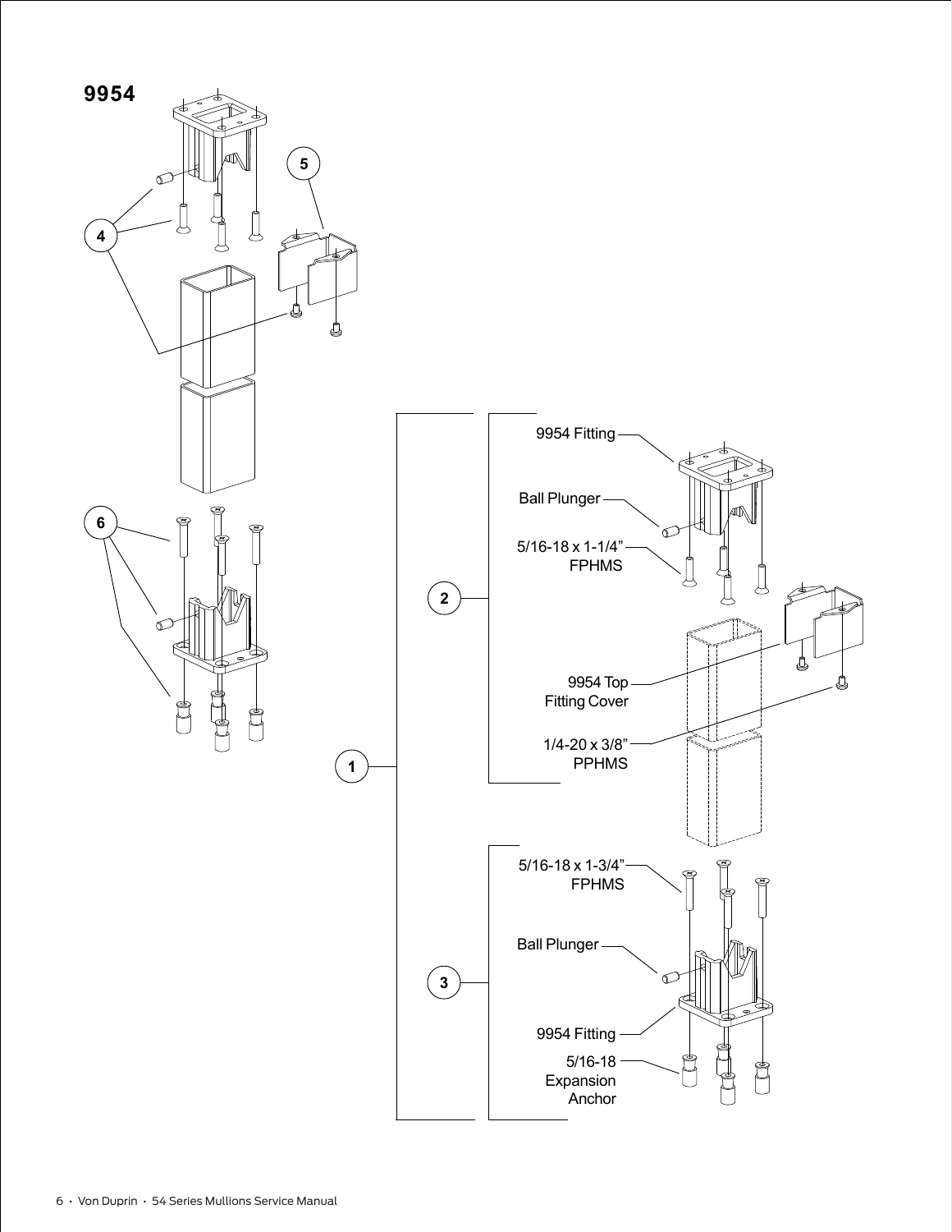# 9954

4

5

6

1

2

9954 Fitting

Ball Plunger

5/16-18 x 1-1/4" FPHMS

9954 Top Fitting Cover

1/4-20 x 3/8" PPHMS

3

5/16-18 x 1-3/4" FPHMS

Ball Plunger

9954 Fitting

5/16-18 Expansion Anchor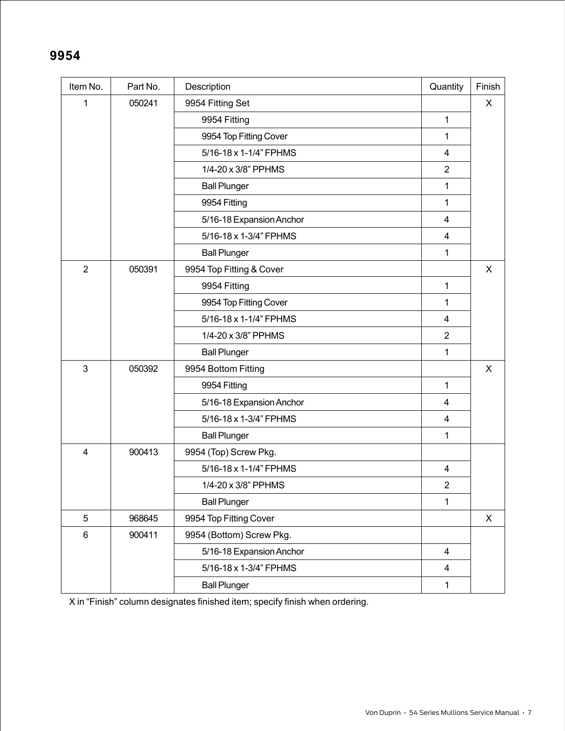## 9954

| Item No. | Part No. | Description | Quantity | Finish |
|---|---|---|---|---|
| 1 | 050241 | 9954 Fitting Set | | X |
| | | 9954 Fitting | 1 | |
| | | 9954 Top Fitting Cover | 1 | |
| | | 5/16-18 x 1-1/4” FPHMS | 4 | |
| | | 1/4-20 x 3/8” PPHMS | 2 | |
| | | Ball Plunger | 1 | |
| | | 9954 Fitting | 1 | |
| | | 5/16-18 Expansion Anchor | 4 | |
| | | 5/16-18 x 1-3/4” FPHMS | 4 | |
| | | Ball Plunger | 1 | |
| 2 | 050391 | 9954 Top Fitting & Cover | | X |
| | | 9954 Fitting | 1 | |
| | | 9954 Top Fitting Cover | 1 | |
| | | 5/16-18 x 1-1/4” FPHMS | 4 | |
| | | 1/4-20 x 3/8” PPHMS | 2 | |
| | | Ball Plunger | 1 | |
| 3 | 050392 | 9954 Bottom Fitting | | X |
| | | 9954 Fitting | 1 | |
| | | 5/16-18 Expansion Anchor | 4 | |
| | | 5/16-18 x 1-3/4” FPHMS | 4 | |
| | | Ball Plunger | 1 | |
| 4 | 900413 | 9954 (Top) Screw Pkg. | | |
| | | 5/16-18 x 1-1/4” FPHMS | 4 | |
| | | 1/4-20 x 3/8” PPHMS | 2 | |
| | | Ball Plunger | 1 | |
| 5 | 968645 | 9954 Top Fitting Cover | | X |
| 6 | 900411 | 9954 (Bottom) Screw Pkg. | | |
| | | 5/16-18 Expansion Anchor | 4 | |
| | | 5/16-18 x 1-3/4” FPHMS | 4 | |
| | | Ball Plunger | 1 | |

X in “Finish” column designates finished item; specify finish when ordering.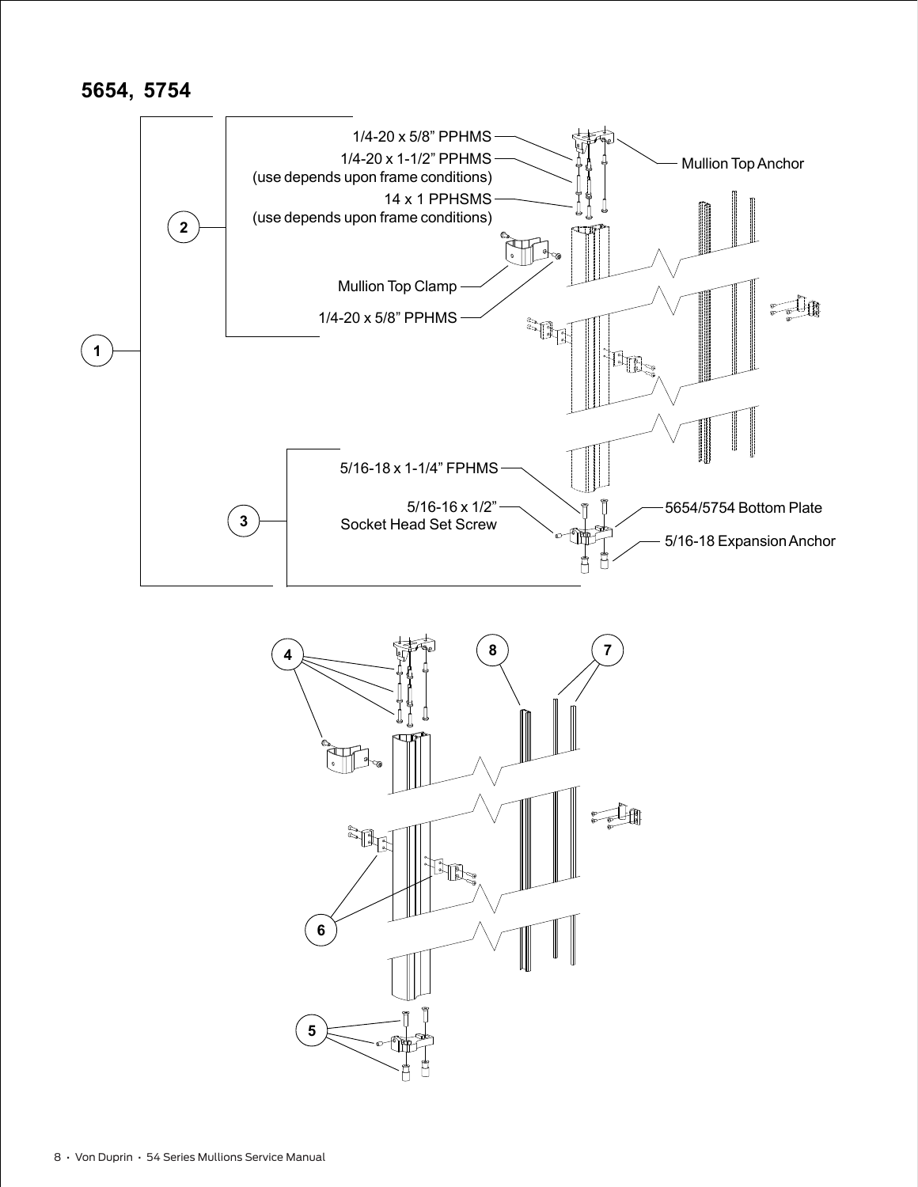## 5654, 5754

1

2

- 1/4-20 x 5/8" PPHMS
- 1/4-20 x 1-1/2" PPHMS (use depends upon frame conditions)
- 14 x 1 PPHSMS (use depends upon frame conditions)
- Mullion Top Anchor
- Mullion Top Clamp
- 1/4-20 x 5/8" PPHMS

3

- 5/16-18 x 1-1/4" FPHMS
- 5/16-16 x 1/2" Socket Head Set Screw
- 5654/5754 Bottom Plate
- 5/16-18 Expansion Anchor

4 8 7

6

5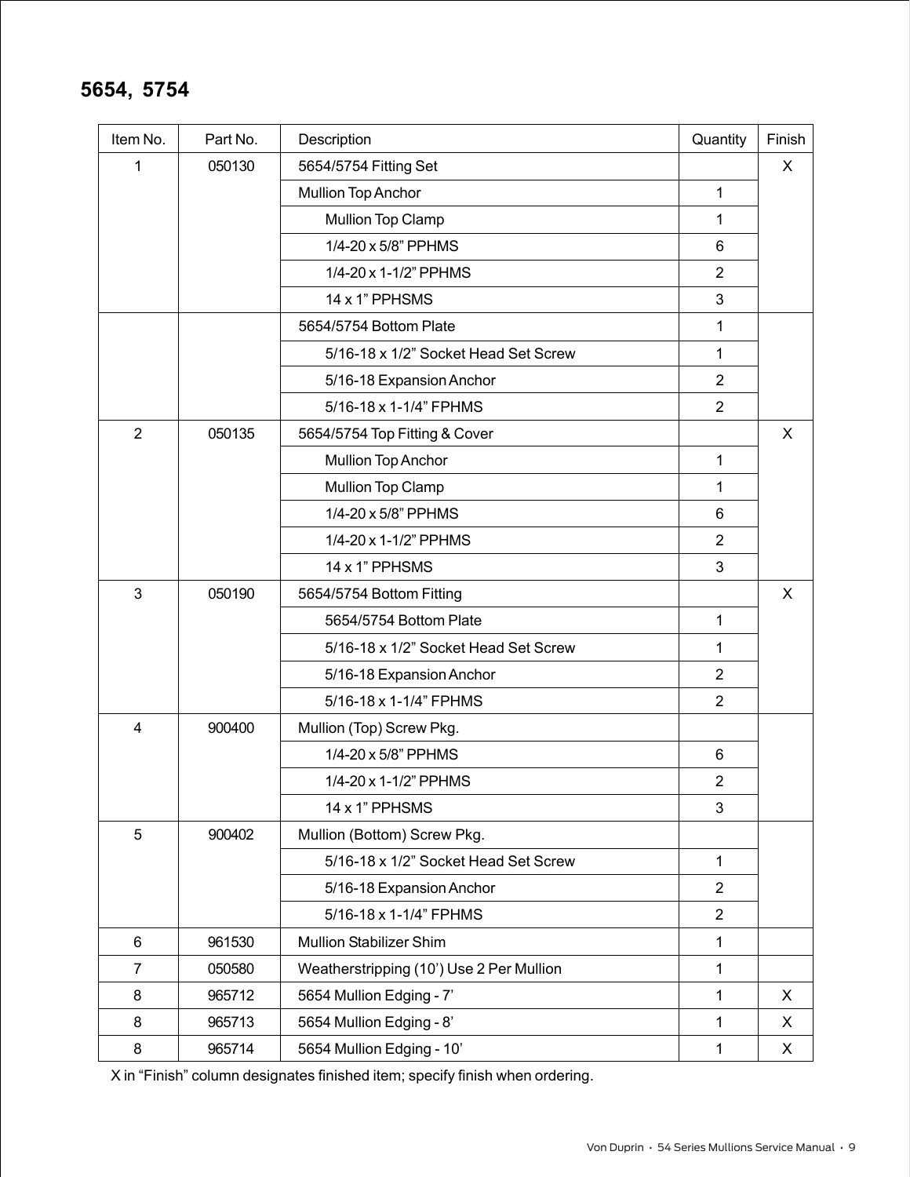## 5654, 5754

| Item No. | Part No. | Description | Quantity | Finish |
|---|---|---|---|---|
| 1 | 050130 | 5654/5754 Fitting Set | | X |
| | | Mullion Top Anchor | 1 | |
| | | Mullion Top Clamp | 1 | |
| | | 1/4-20 x 5/8” PPHMS | 6 | |
| | | 1/4-20 x 1-1/2” PPHMS | 2 | |
| | | 14 x 1” PPHSMS | 3 | |
| | | 5654/5754 Bottom Plate | 1 | |
| | | 5/16-18 x 1/2” Socket Head Set Screw | 1 | |
| | | 5/16-18 Expansion Anchor | 2 | |
| | | 5/16-18 x 1-1/4” FPHMS | 2 | |
| 2 | 050135 | 5654/5754 Top Fitting & Cover | | X |
| | | Mullion Top Anchor | 1 | |
| | | Mullion Top Clamp | 1 | |
| | | 1/4-20 x 5/8” PPHMS | 6 | |
| | | 1/4-20 x 1-1/2” PPHMS | 2 | |
| | | 14 x 1” PPHSMS | 3 | |
| 3 | 050190 | 5654/5754 Bottom Fitting | | X |
| | | 5654/5754 Bottom Plate | 1 | |
| | | 5/16-18 x 1/2” Socket Head Set Screw | 1 | |
| | | 5/16-18 Expansion Anchor | 2 | |
| | | 5/16-18 x 1-1/4” FPHMS | 2 | |
| 4 | 900400 | Mullion (Top) Screw Pkg. | | |
| | | 1/4-20 x 5/8” PPHMS | 6 | |
| | | 1/4-20 x 1-1/2” PPHMS | 2 | |
| | | 14 x 1” PPHSMS | 3 | |
| 5 | 900402 | Mullion (Bottom) Screw Pkg. | | |
| | | 5/16-18 x 1/2” Socket Head Set Screw | 1 | |
| | | 5/16-18 Expansion Anchor | 2 | |
| | | 5/16-18 x 1-1/4” FPHMS | 2 | |
| 6 | 961530 | Mullion Stabilizer Shim | 1 | |
| 7 | 050580 | Weatherstripping (10’) Use 2 Per Mullion | 1 | |
| 8 | 965712 | 5654 Mullion Edging - 7’ | 1 | X |
| 8 | 965713 | 5654 Mullion Edging - 8’ | 1 | X |
| 8 | 965714 | 5654 Mullion Edging - 10’ | 1 | X |

X in “Finish” column designates finished item; specify finish when ordering.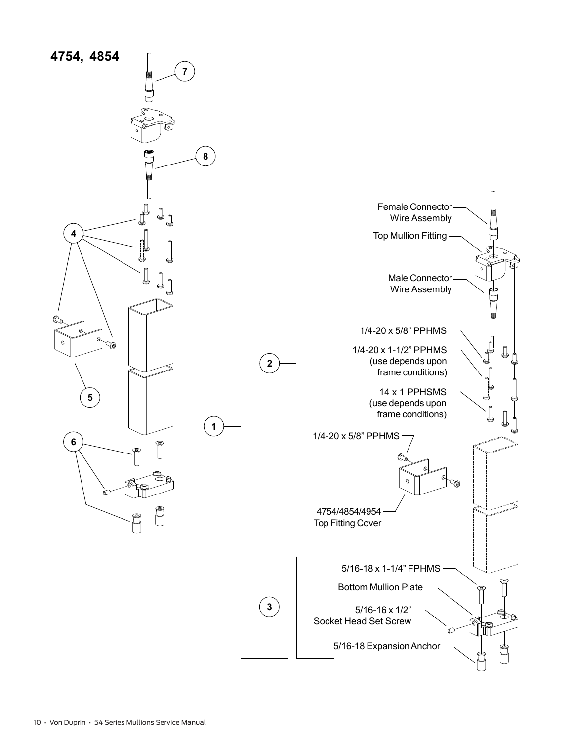# 4754, 4854

7

8

4

5

6

1

2

Female Connector Wire Assembly

Top Mullion Fitting

Male Connector Wire Assembly

1/4-20 x 5/8" PPHMS

1/4-20 x 1-1/2" PPHMS (use depends upon frame conditions)

14 x 1 PPHSMS (use depends upon frame conditions)

1/4-20 x 5/8" PPHMS

4754/4854/4954 Top Fitting Cover

3

5/16-18 x 1-1/4" FPHMS

Bottom Mullion Plate

5/16-16 x 1/2" Socket Head Set Screw

5/16-18 Expansion Anchor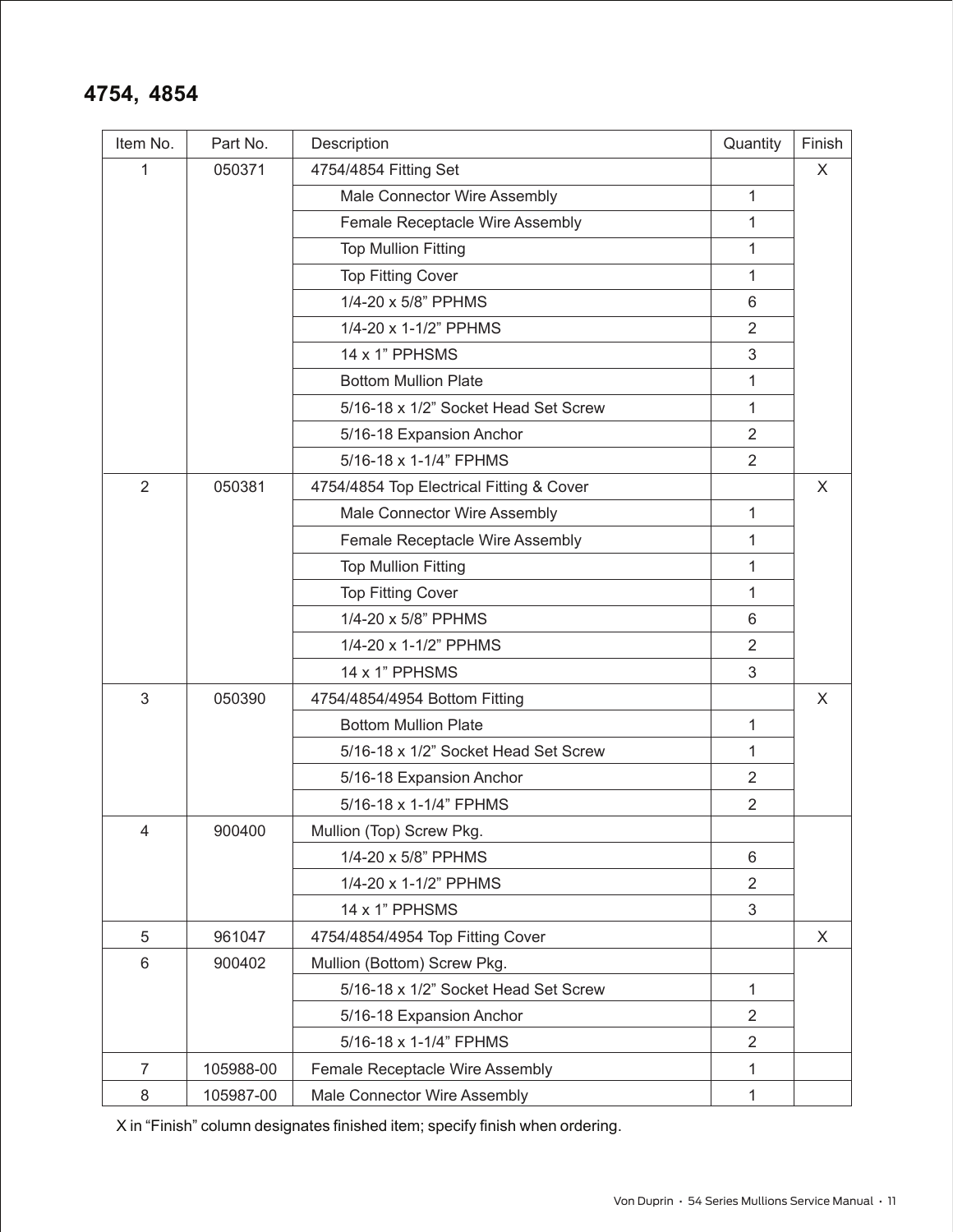## 4754, 4854

| Item No. | Part No. | Description | Quantity | Finish |
|---|---|---|---|---|
| 1 | 050371 | 4754/4854 Fitting Set | | X |
| | | Male Connector Wire Assembly | 1 | |
| | | Female Receptacle Wire Assembly | 1 | |
| | | Top Mullion Fitting | 1 | |
| | | Top Fitting Cover | 1 | |
| | | 1/4-20 x 5/8" PPHMS | 6 | |
| | | 1/4-20 x 1-1/2" PPHMS | 2 | |
| | | 14 x 1" PPHSMS | 3 | |
| | | Bottom Mullion Plate | 1 | |
| | | 5/16-18 x 1/2" Socket Head Set Screw | 1 | |
| | | 5/16-18 Expansion Anchor | 2 | |
| | | 5/16-18 x 1-1/4" FPHMS | 2 | |
| 2 | 050381 | 4754/4854 Top Electrical Fitting & Cover | | X |
| | | Male Connector Wire Assembly | 1 | |
| | | Female Receptacle Wire Assembly | 1 | |
| | | Top Mullion Fitting | 1 | |
| | | Top Fitting Cover | 1 | |
| | | 1/4-20 x 5/8" PPHMS | 6 | |
| | | 1/4-20 x 1-1/2" PPHMS | 2 | |
| | | 14 x 1" PPHSMS | 3 | |
| 3 | 050390 | 4754/4854/4954 Bottom Fitting | | X |
| | | Bottom Mullion Plate | 1 | |
| | | 5/16-18 x 1/2" Socket Head Set Screw | 1 | |
| | | 5/16-18 Expansion Anchor | 2 | |
| | | 5/16-18 x 1-1/4" FPHMS | 2 | |
| 4 | 900400 | Mullion (Top) Screw Pkg. | | |
| | | 1/4-20 x 5/8" PPHMS | 6 | |
| | | 1/4-20 x 1-1/2" PPHMS | 2 | |
| | | 14 x 1" PPHSMS | 3 | |
| 5 | 961047 | 4754/4854/4954 Top Fitting Cover | | X |
| 6 | 900402 | Mullion (Bottom) Screw Pkg. | | |
| | | 5/16-18 x 1/2" Socket Head Set Screw | 1 | |
| | | 5/16-18 Expansion Anchor | 2 | |
| | | 5/16-18 x 1-1/4" FPHMS | 2 | |
| 7 | 105988-00 | Female Receptacle Wire Assembly | 1 | |
| 8 | 105987-00 | Male Connector Wire Assembly | 1 | |

X in "Finish" column designates finished item; specify finish when ordering.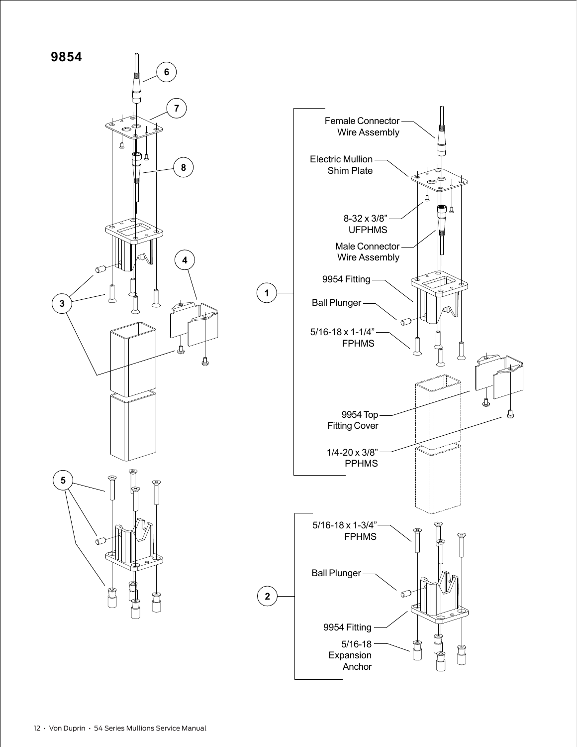# 9854

1

Female Connector Wire Assembly

Electric Mullion Shim Plate

8-32 x 3/8" UFPHMS

Male Connector Wire Assembly

9954 Fitting

Ball Plunger

5/16-18 x 1-1/4" FPHMS

9954 Top Fitting Cover

1/4-20 x 3/8" PPHMS

2

5/16-18 x 1-3/4" FPHMS

Ball Plunger

9954 Fitting

5/16-18 Expansion Anchor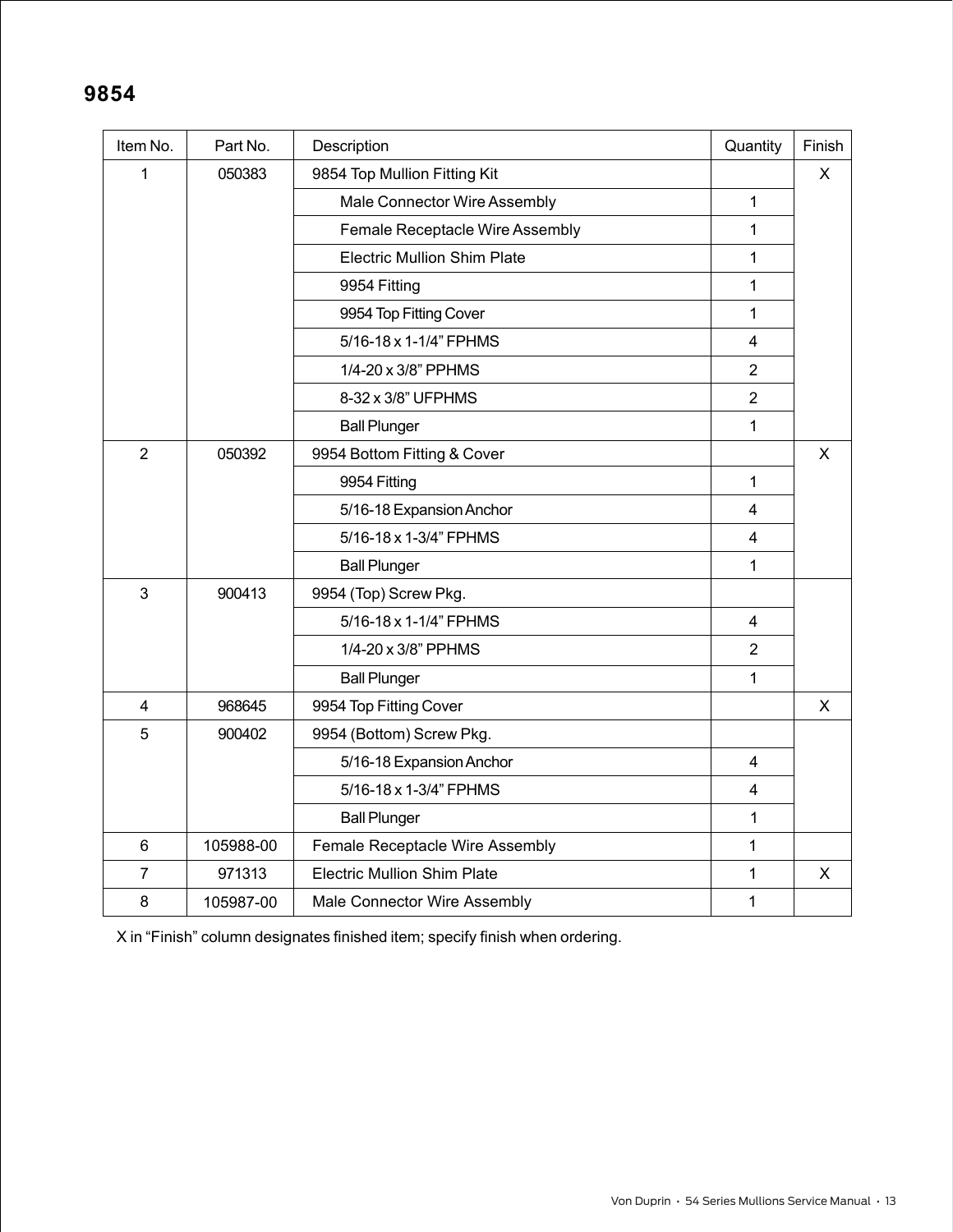# 9854

| Item No. | Part No. | Description | Quantity | Finish |
|---|---|---|---|---|
| 1 | 050383 | 9854 Top Mullion Fitting Kit | | X |
| | | Male Connector Wire Assembly | 1 | |
| | | Female Receptacle Wire Assembly | 1 | |
| | | Electric Mullion Shim Plate | 1 | |
| | | 9954 Fitting | 1 | |
| | | 9954 Top Fitting Cover | 1 | |
| | | 5/16-18 x 1-1/4" FPHMS | 4 | |
| | | 1/4-20 x 3/8" PPHMS | 2 | |
| | | 8-32 x 3/8" UFPHMS | 2 | |
| | | Ball Plunger | 1 | |
| 2 | 050392 | 9954 Bottom Fitting & Cover | | X |
| | | 9954 Fitting | 1 | |
| | | 5/16-18 Expansion Anchor | 4 | |
| | | 5/16-18 x 1-3/4" FPHMS | 4 | |
| | | Ball Plunger | 1 | |
| 3 | 900413 | 9954 (Top) Screw Pkg. | | |
| | | 5/16-18 x 1-1/4" FPHMS | 4 | |
| | | 1/4-20 x 3/8" PPHMS | 2 | |
| | | Ball Plunger | 1 | |
| 4 | 968645 | 9954 Top Fitting Cover | | X |
| 5 | 900402 | 9954 (Bottom) Screw Pkg. | | |
| | | 5/16-18 Expansion Anchor | 4 | |
| | | 5/16-18 x 1-3/4" FPHMS | 4 | |
| | | Ball Plunger | 1 | |
| 6 | 105988-00 | Female Receptacle Wire Assembly | 1 | |
| 7 | 971313 | Electric Mullion Shim Plate | 1 | X |
| 8 | 105987-00 | Male Connector Wire Assembly | 1 | |

X in "Finish" column designates finished item; specify finish when ordering.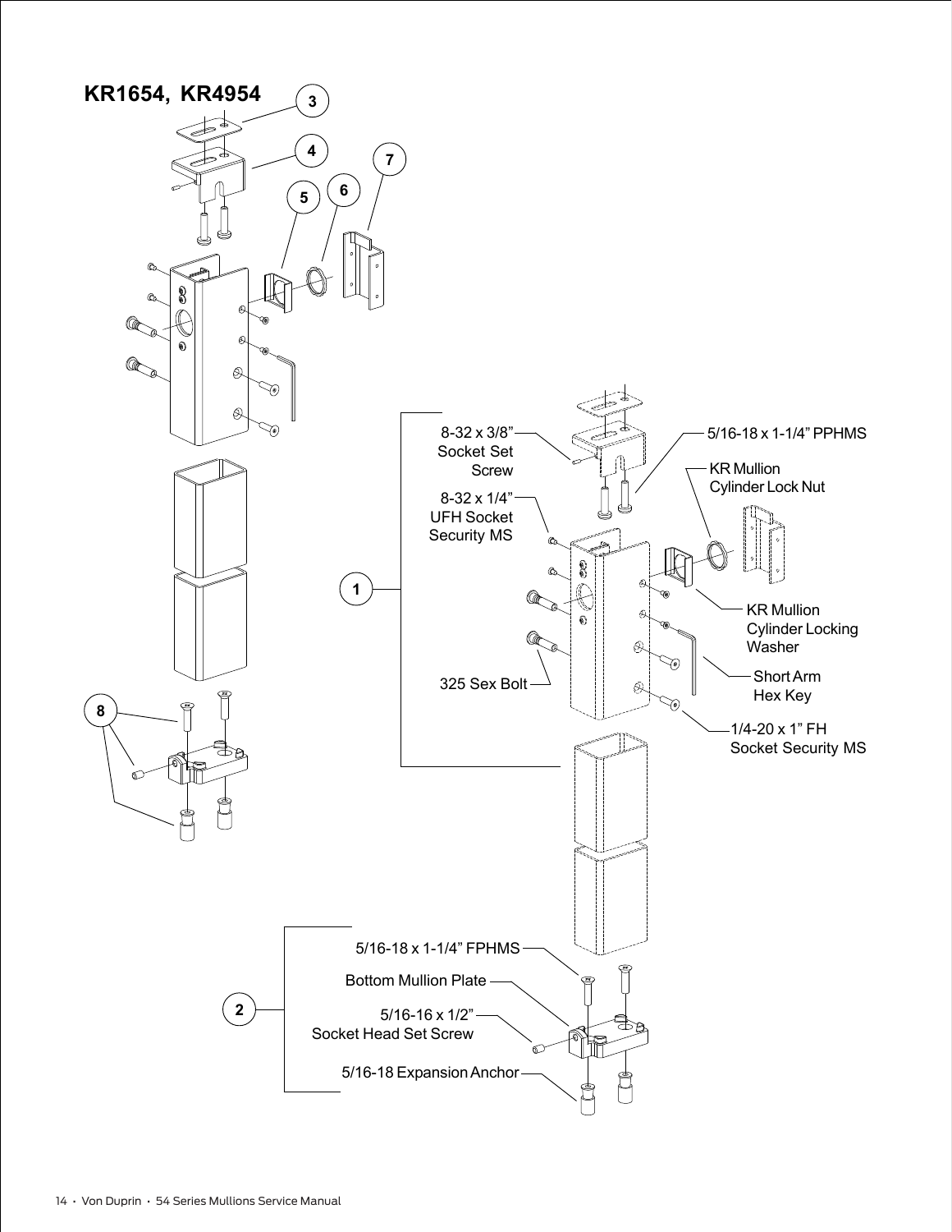# KR1654, KR4954

3

4

7

5

6

1

8-32 x 3/8" Socket Set Screw

5/16-18 x 1-1/4" PPHMS

KR Mullion Cylinder Lock Nut

8-32 x 1/4" UFH Socket Security MS

KR Mullion Cylinder Locking Washer

Short Arm Hex Key

325 Sex Bolt

1/4-20 x 1" FH Socket Security MS

8

2

5/16-18 x 1-1/4" FPHMS

Bottom Mullion Plate

5/16-16 x 1/2" Socket Head Set Screw

5/16-18 Expansion Anchor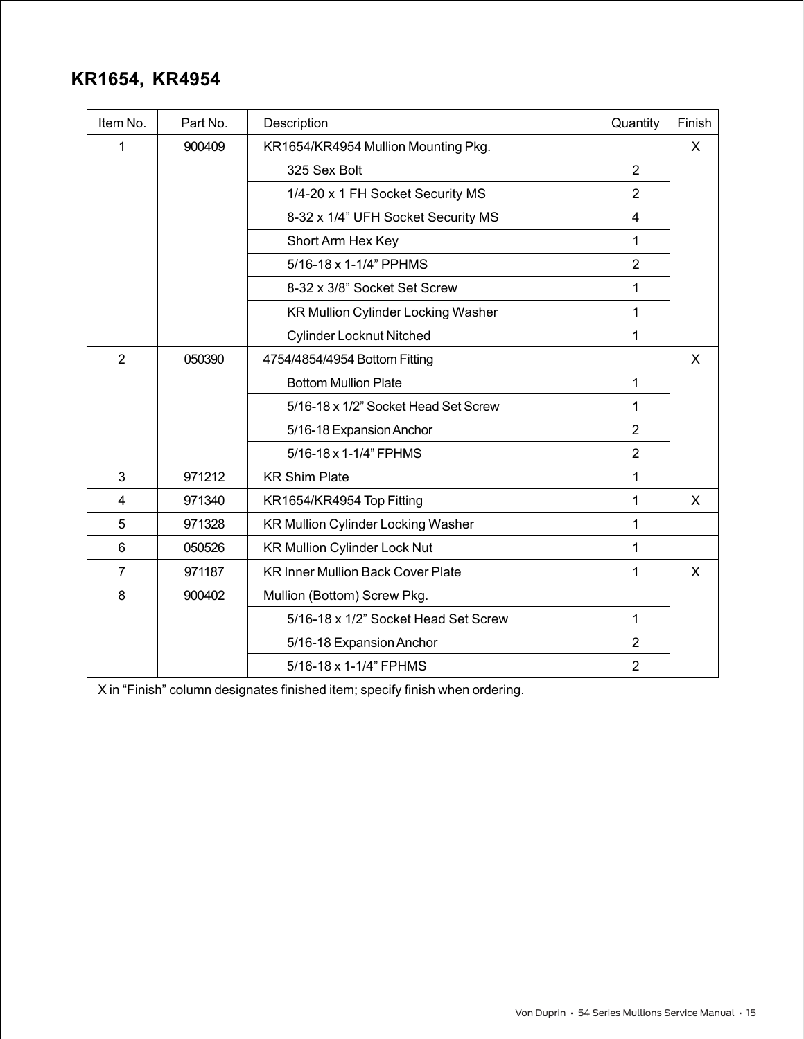## KR1654, KR4954

| Item No. | Part No. | Description | Quantity | Finish |
|---|---|---|---|---|
| 1 | 900409 | KR1654/KR4954 Mullion Mounting Pkg. | | X |
| | | 325 Sex Bolt | 2 | |
| | | 1/4-20 x 1 FH Socket Security MS | 2 | |
| | | 8-32 x 1/4” UFH Socket Security MS | 4 | |
| | | Short Arm Hex Key | 1 | |
| | | 5/16-18 x 1-1/4” PPHMS | 2 | |
| | | 8-32 x 3/8” Socket Set Screw | 1 | |
| | | KR Mullion Cylinder Locking Washer | 1 | |
| | | Cylinder Locknut Nitched | 1 | |
| 2 | 050390 | 4754/4854/4954 Bottom Fitting | | X |
| | | Bottom Mullion Plate | 1 | |
| | | 5/16-18 x 1/2” Socket Head Set Screw | 1 | |
| | | 5/16-18 Expansion Anchor | 2 | |
| | | 5/16-18 x 1-1/4” FPHMS | 2 | |
| 3 | 971212 | KR Shim Plate | 1 | |
| 4 | 971340 | KR1654/KR4954 Top Fitting | 1 | X |
| 5 | 971328 | KR Mullion Cylinder Locking Washer | 1 | |
| 6 | 050526 | KR Mullion Cylinder Lock Nut | 1 | |
| 7 | 971187 | KR Inner Mullion Back Cover Plate | 1 | X |
| 8 | 900402 | Mullion (Bottom) Screw Pkg. | | |
| | | 5/16-18 x 1/2” Socket Head Set Screw | 1 | |
| | | 5/16-18 Expansion Anchor | 2 | |
| | | 5/16-18 x 1-1/4” FPHMS | 2 | |

X in “Finish” column designates finished item; specify finish when ordering.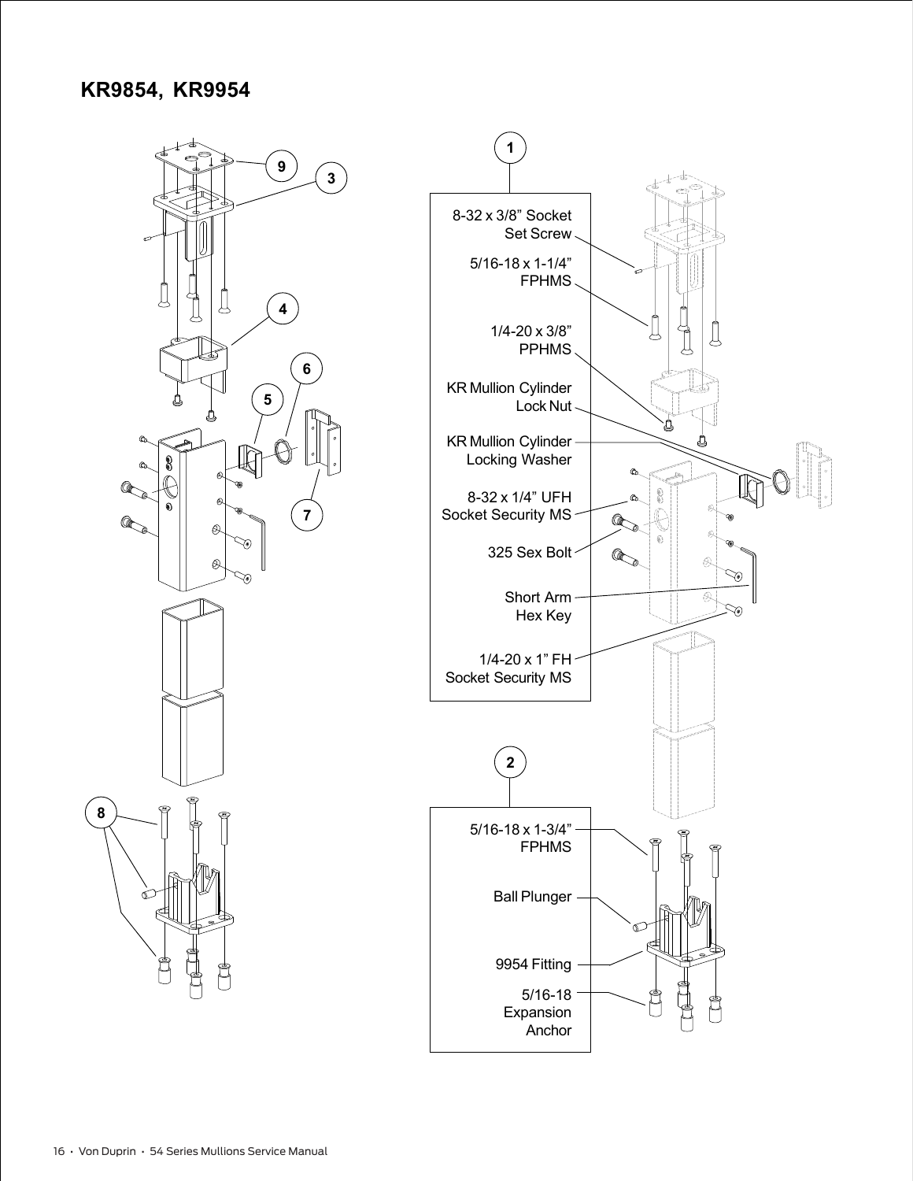## KR9854, KR9954

**1**

- 8-32 x 3/8" Socket Set Screw
- 5/16-18 x 1-1/4" FPHMS
- 1/4-20 x 3/8" PPHMS
- KR Mullion Cylinder Lock Nut
- KR Mullion Cylinder Locking Washer
- 8-32 x 1/4" UFH Socket Security MS
- 325 Sex Bolt
- Short Arm Hex Key
- 1/4-20 x 1" FH Socket Security MS

**2**

- 5/16-18 x 1-3/4" FPHMS
- Ball Plunger
- 9954 Fitting
- 5/16-18 Expansion Anchor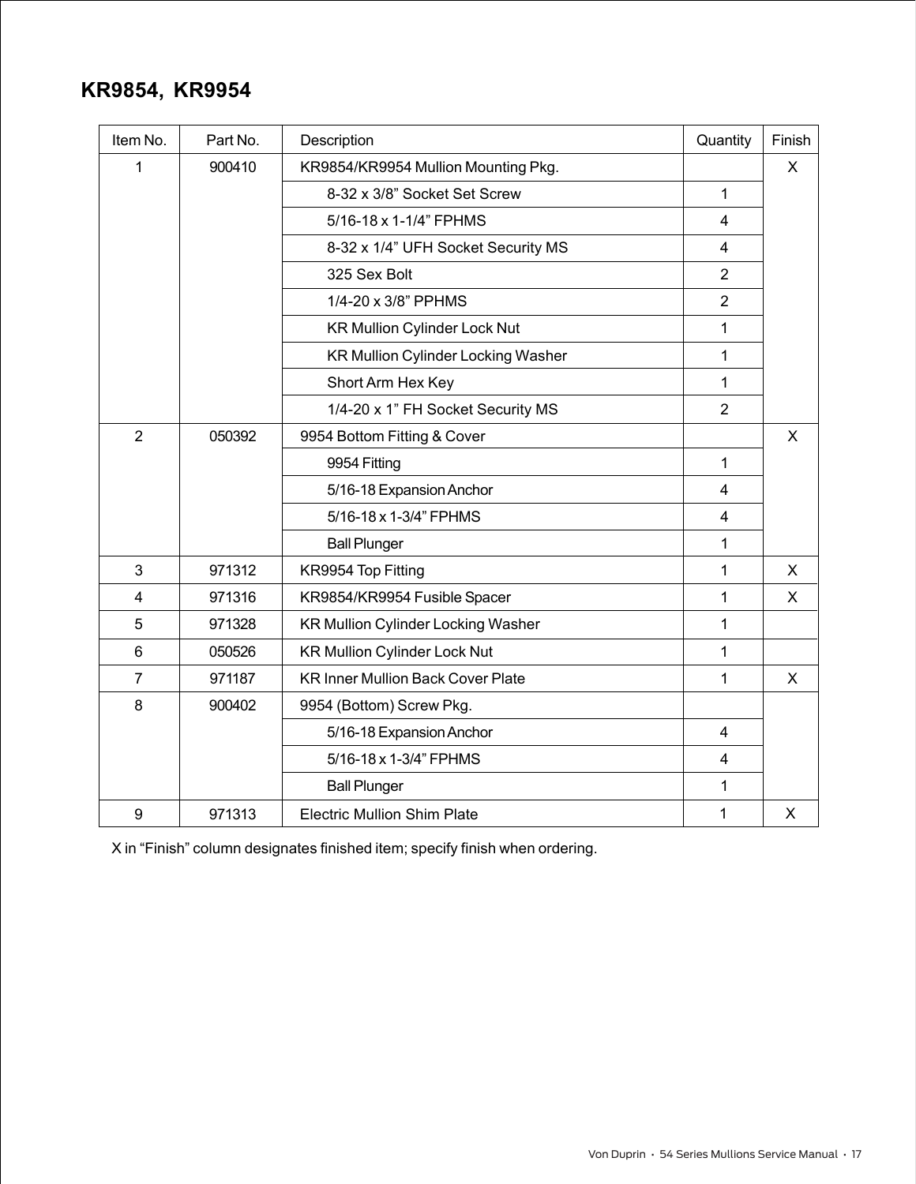## KR9854, KR9954

| Item No. | Part No. | Description | Quantity | Finish |
|---|---|---|---|---|
| 1 | 900410 | KR9854/KR9954 Mullion Mounting Pkg. | | X |
| | | 8-32 x 3/8” Socket Set Screw | 1 | |
| | | 5/16-18 x 1-1/4” FPHMS | 4 | |
| | | 8-32 x 1/4” UFH Socket Security MS | 4 | |
| | | 325 Sex Bolt | 2 | |
| | | 1/4-20 x 3/8” PPHMS | 2 | |
| | | KR Mullion Cylinder Lock Nut | 1 | |
| | | KR Mullion Cylinder Locking Washer | 1 | |
| | | Short Arm Hex Key | 1 | |
| | | 1/4-20 x 1” FH Socket Security MS | 2 | |
| 2 | 050392 | 9954 Bottom Fitting & Cover | | X |
| | | 9954 Fitting | 1 | |
| | | 5/16-18 Expansion Anchor | 4 | |
| | | 5/16-18 x 1-3/4” FPHMS | 4 | |
| | | Ball Plunger | 1 | |
| 3 | 971312 | KR9954 Top Fitting | 1 | X |
| 4 | 971316 | KR9854/KR9954 Fusible Spacer | 1 | X |
| 5 | 971328 | KR Mullion Cylinder Locking Washer | 1 | |
| 6 | 050526 | KR Mullion Cylinder Lock Nut | 1 | |
| 7 | 971187 | KR Inner Mullion Back Cover Plate | 1 | X |
| 8 | 900402 | 9954 (Bottom) Screw Pkg. | | |
| | | 5/16-18 Expansion Anchor | 4 | |
| | | 5/16-18 x 1-3/4” FPHMS | 4 | |
| | | Ball Plunger | 1 | |
| 9 | 971313 | Electric Mullion Shim Plate | 1 | X |

X in “Finish” column designates finished item; specify finish when ordering.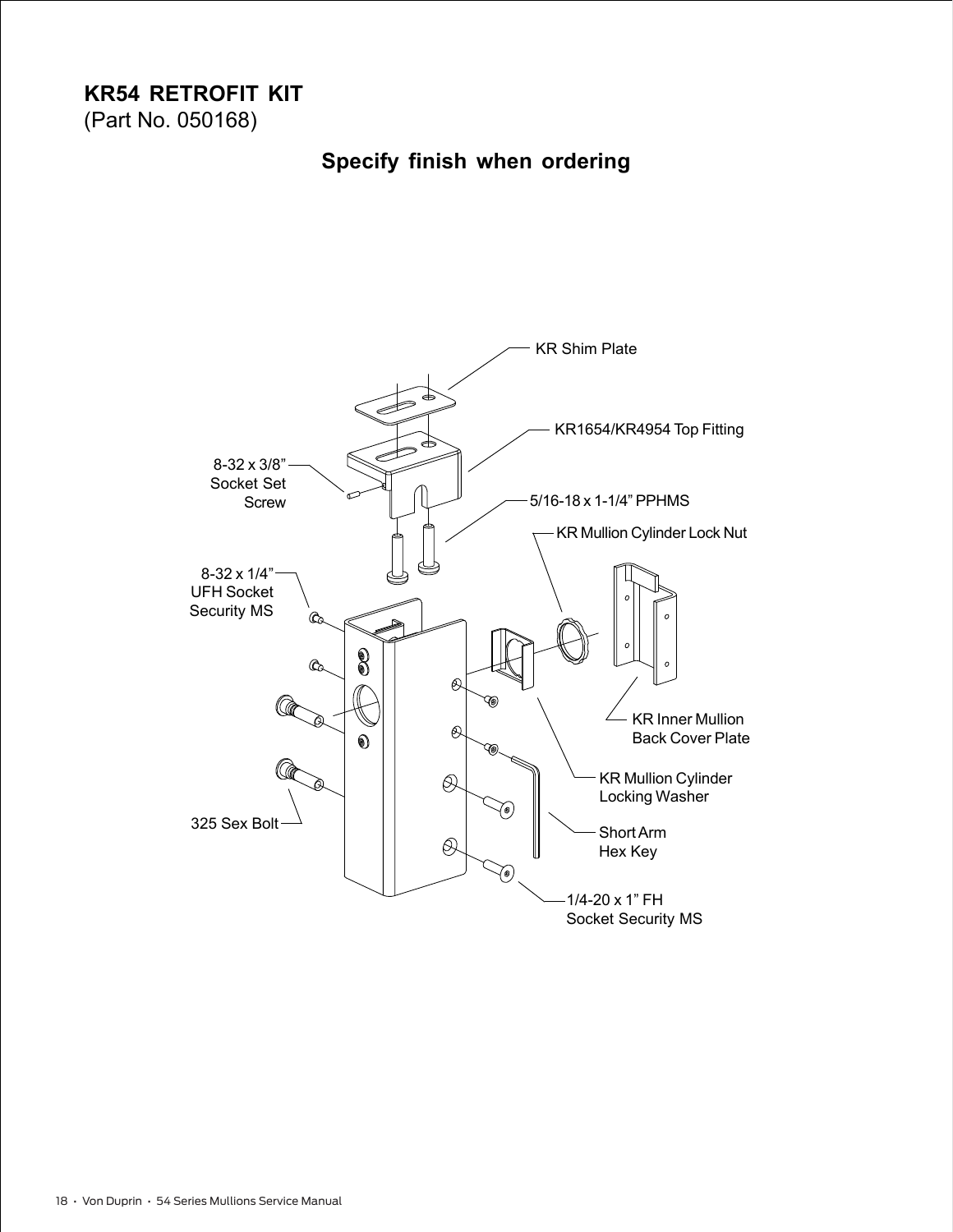# KR54 RETROFIT KIT

(Part No. 050168)

**Specify finish when ordering**

KR Shim Plate

KR1654/KR4954 Top Fitting

8-32 x 3/8" Socket Set Screw

5/16-18 x 1-1/4" PPHMS

KR Mullion Cylinder Lock Nut

8-32 x 1/4" UFH Socket Security MS

KR Inner Mullion Back Cover Plate

KR Mullion Cylinder Locking Washer

Short Arm Hex Key

325 Sex Bolt

1/4-20 x 1" FH Socket Security MS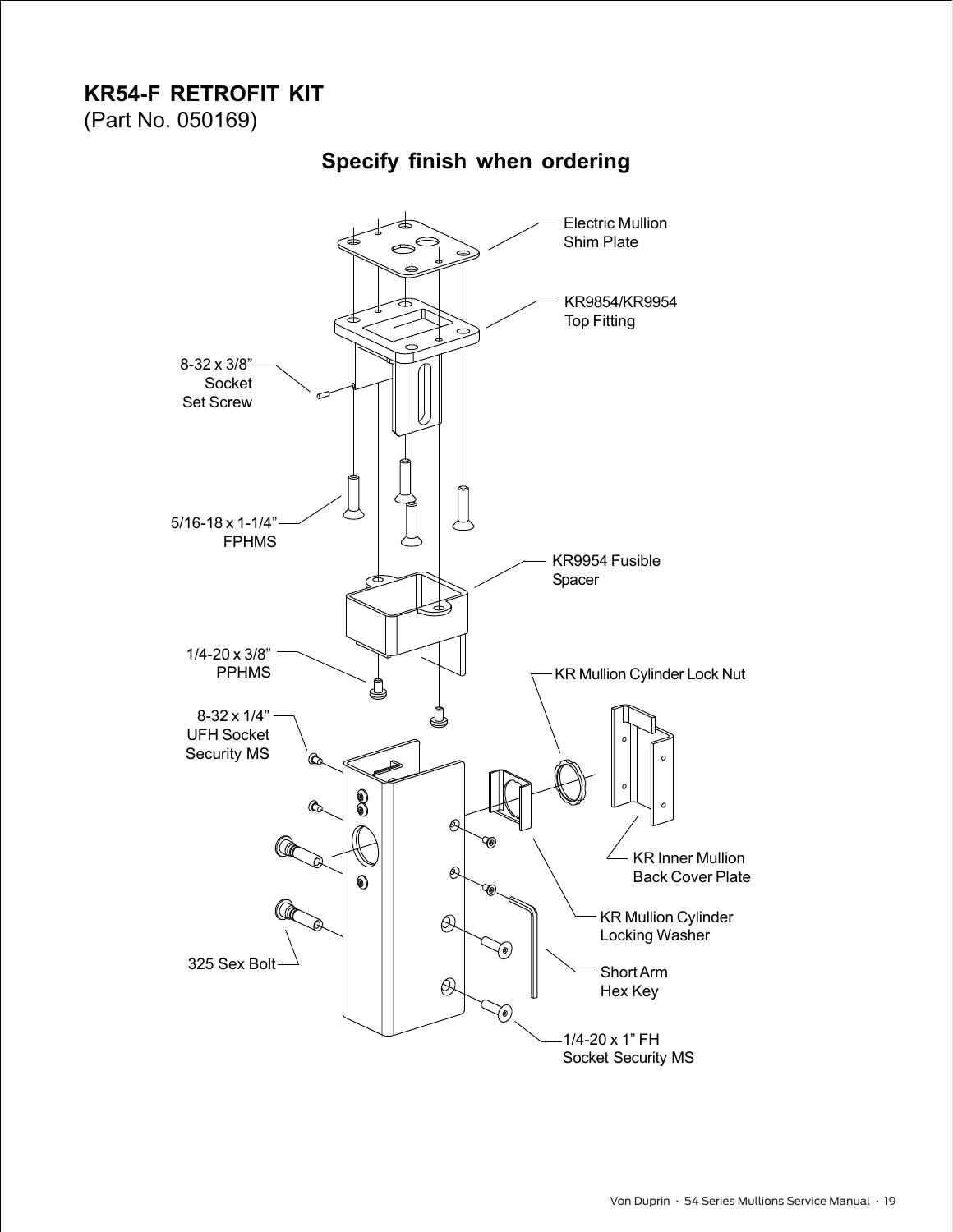# KR54-F RETROFIT KIT

(Part No. 050169)

**Specify finish when ordering**

Electric Mullion Shim Plate

KR9854/KR9954 Top Fitting

8-32 x 3/8" Socket Set Screw

5/16-18 x 1-1/4" FPHMS

KR9954 Fusible Spacer

1/4-20 x 3/8" PPHMS

KR Mullion Cylinder Lock Nut

8-32 x 1/4" UFH Socket Security MS

KR Inner Mullion Back Cover Plate

KR Mullion Cylinder Locking Washer

Short Arm Hex Key

325 Sex Bolt

1/4-20 x 1" FH Socket Security MS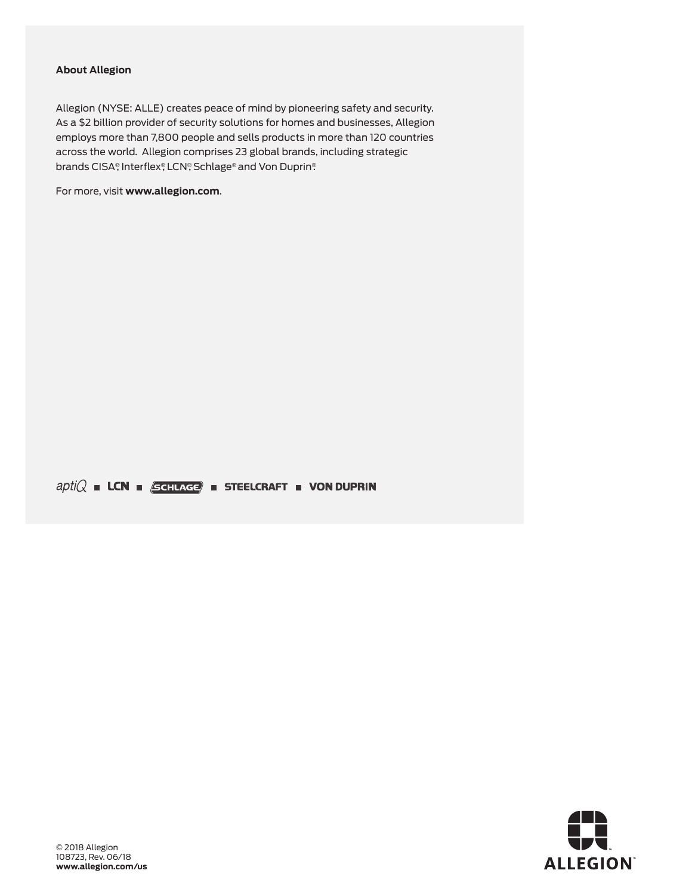**About Allegion**

Allegion (NYSE: ALLE) creates peace of mind by pioneering safety and security. As a $2 billion provider of security solutions for homes and businesses, Allegion employs more than 7,800 people and sells products in more than 120 countries across the world. Allegion comprises 23 global brands, including strategic brands CISA®, Interflex®, LCN®, Schlage® and Von Duprin®.

For more, visit **www.allegion.com**.

aptiQ ■ LCN ■ SCHLAGE ■ STEELCRAFT ■ VON DUPRIN

© 2018 Allegion
108723, Rev. 06/18
**www.allegion.com/us**

ALLEGION™